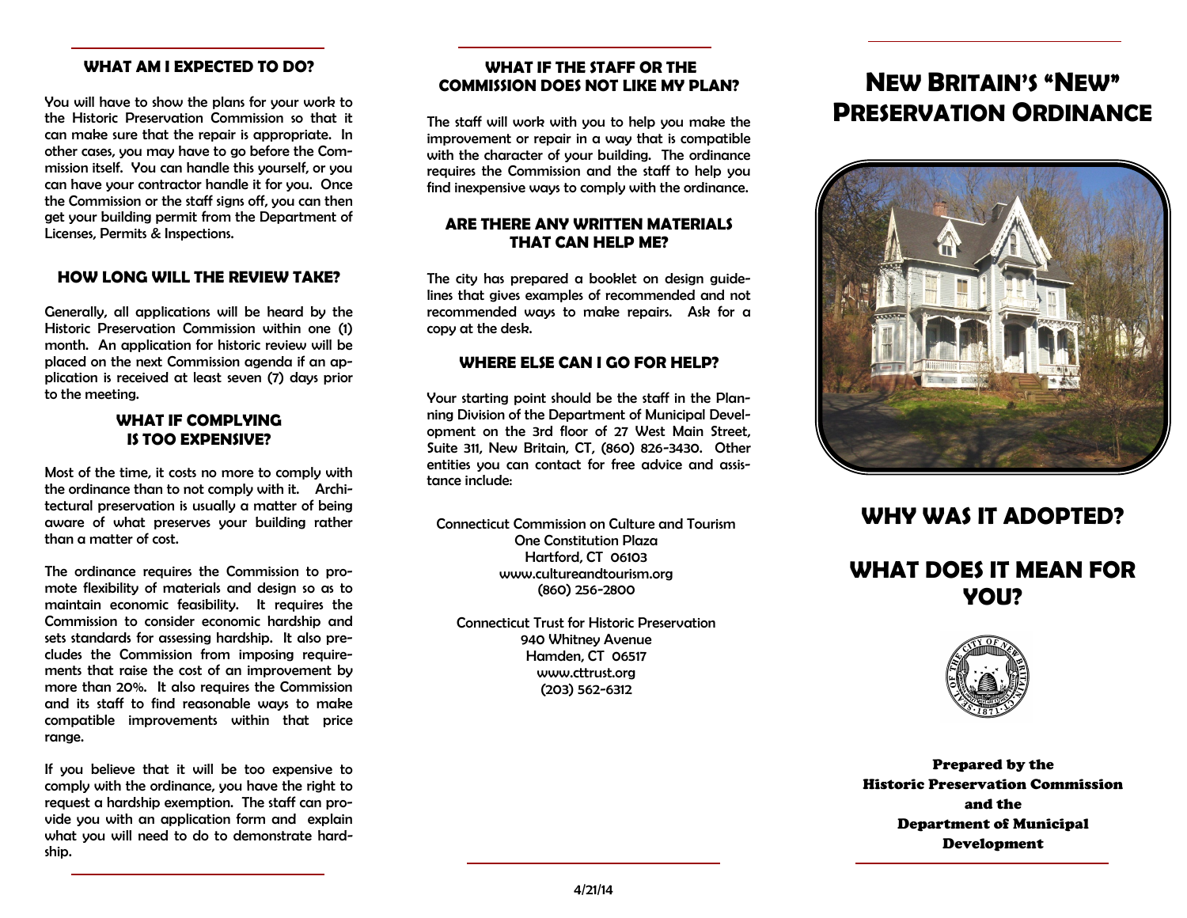## WHAT AM I EXPECTED TO DO?

You will have to show the plans for your work to the Historic Preservation Commission so that it can make sure that the repair is appropriate. In other cases, you may have to go before the Commission itself. You can handle this yourself, or you can have your contractor handle it for you. Once the Commission or the staff signs off, you can then get your building permit from the Department of Licenses, Permits & Inspections.

## HOW LONG WILL THE REVIEW TAKE?

Generally, all applications will be heard by the Historic Preservation Commission within one (1) month. An application for historic review will be placed on the next Commission agenda if an application is received at least seven (7) days prior to the meeting.

## WHAT IF COMPLYING IS TOO EXPENSIVE?

Most of the time, it costs no more to comply with the ordinance than to not comply with it. Architectural preservation is usually a matter of being aware of what preserves your building rather than a matter of cost.

The ordinance requires the Commission to promote flexibility of materials and design so as to maintain economic feasibility. It requires the Commission to consider economic hardship and sets standards for assessing hardship. It also precludes the Commission from imposing requirements that raise the cost of an improvement by more than 20%. It also requires the Commission and its staff to find reasonable ways to make compatible improvements within that price range.

If you believe that it will be too expensive to comply with the ordinance, you have the right to request a hardship exemption. The staff can provide you with an application form and explain what you will need to do to demonstrate hardship.

## WHAT IF THE STAFF OR THE COMMISSION DOES NOT LIKE MY PLAN?

The staff will work with you to help you make the improvement or repair in a way that is compatible with the character of your building. The ordinance requires the Commission and the staff to help you find inexpensive ways to comply with the ordinance.

## ARE THERE ANY WRITTEN MATERIALS THAT CAN HELP ME?

The city has prepared a booklet on design guidelines that gives examples of recommended and not recommended ways to make repairs. Ask for a copy at the desk.

## WHERE ELSE CAN I GO FOR HELP?

Your starting point should be the staff in the Planning Division of the Department of Municipal Development on the 3rd floor of 27 West Main Street, Suite 311, New Britain, CT, (860) 826-3430. Other entities you can contact for free advice and assistance include:

Connecticut Commission on Culture and Tourism
One Constitution Plaza
Hartford, CT 06103
www.cultureandtourism.org
(860) 256-2800

Connecticut Trust for Historic Preservation
940 Whitney Avenue
Hamden, CT 06517
www.cttrust.org
(203) 562-6312

4/21/14

# NEW BRITAIN'S "NEW" PRESERVATION ORDINANCE

# WHY WAS IT ADOPTED?

# WHAT DOES IT MEAN FOR YOU?

**Prepared by the Historic Preservation Commission and the Department of Municipal Development**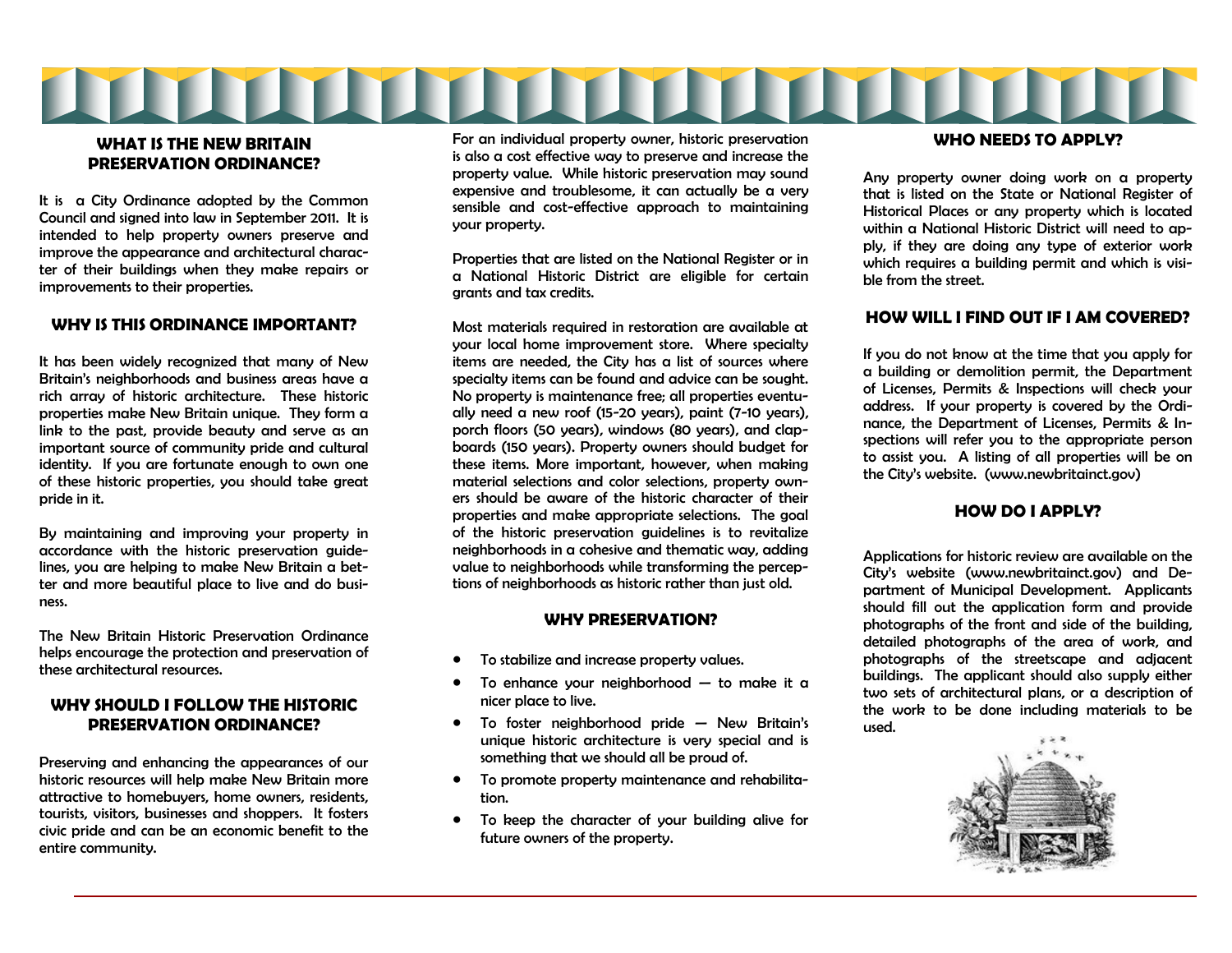## WHAT IS THE NEW BRITAIN PRESERVATION ORDINANCE?

It is a City Ordinance adopted by the Common Council and signed into law in September 2011. It is intended to help property owners preserve and improve the appearance and architectural character of their buildings when they make repairs or improvements to their properties.

## WHY IS THIS ORDINANCE IMPORTANT?

It has been widely recognized that many of New Britain's neighborhoods and business areas have a rich array of historic architecture. These historic properties make New Britain unique. They form a link to the past, provide beauty and serve as an important source of community pride and cultural identity. If you are fortunate enough to own one of these historic properties, you should take great pride in it.

By maintaining and improving your property in accordance with the historic preservation guidelines, you are helping to make New Britain a better and more beautiful place to live and do business.

The New Britain Historic Preservation Ordinance helps encourage the protection and preservation of these architectural resources.

## WHY SHOULD I FOLLOW THE HISTORIC PRESERVATION ORDINANCE?

Preserving and enhancing the appearances of our historic resources will help make New Britain more attractive to homebuyers, home owners, residents, tourists, visitors, businesses and shoppers. It fosters civic pride and can be an economic benefit to the entire community.

For an individual property owner, historic preservation is also a cost effective way to preserve and increase the property value. While historic preservation may sound expensive and troublesome, it can actually be a very sensible and cost-effective approach to maintaining your property.

Properties that are listed on the National Register or in a National Historic District are eligible for certain grants and tax credits.

Most materials required in restoration are available at your local home improvement store. Where specialty items are needed, the City has a list of sources where specialty items can be found and advice can be sought. No property is maintenance free; all properties eventually need a new roof (15-20 years), paint (7-10 years), porch floors (50 years), windows (80 years), and clapboards (150 years). Property owners should budget for these items. More important, however, when making material selections and color selections, property owners should be aware of the historic character of their properties and make appropriate selections. The goal of the historic preservation guidelines is to revitalize neighborhoods in a cohesive and thematic way, adding value to neighborhoods while transforming the perceptions of neighborhoods as historic rather than just old.

## WHY PRESERVATION?

- To stabilize and increase property values.
- To enhance your neighborhood — to make it a nicer place to live.
- To foster neighborhood pride — New Britain's unique historic architecture is very special and is something that we should all be proud of.
- To promote property maintenance and rehabilitation.
- To keep the character of your building alive for future owners of the property.

## WHO NEEDS TO APPLY?

Any property owner doing work on a property that is listed on the State or National Register of Historical Places or any property which is located within a National Historic District will need to apply, if they are doing any type of exterior work which requires a building permit and which is visible from the street.

## HOW WILL I FIND OUT IF I AM COVERED?

If you do not know at the time that you apply for a building or demolition permit, the Department of Licenses, Permits & Inspections will check your address. If your property is covered by the Ordinance, the Department of Licenses, Permits & Inspections will refer you to the appropriate person to assist you. A listing of all properties will be on the City's website. (www.newbritainct.gov)

## HOW DO I APPLY?

Applications for historic review are available on the City's website (www.newbritainct.gov) and Department of Municipal Development. Applicants should fill out the application form and provide photographs of the front and side of the building, detailed photographs of the area of work, and photographs of the streetscape and adjacent buildings. The applicant should also supply either two sets of architectural plans, or a description of the work to be done including materials to be used.